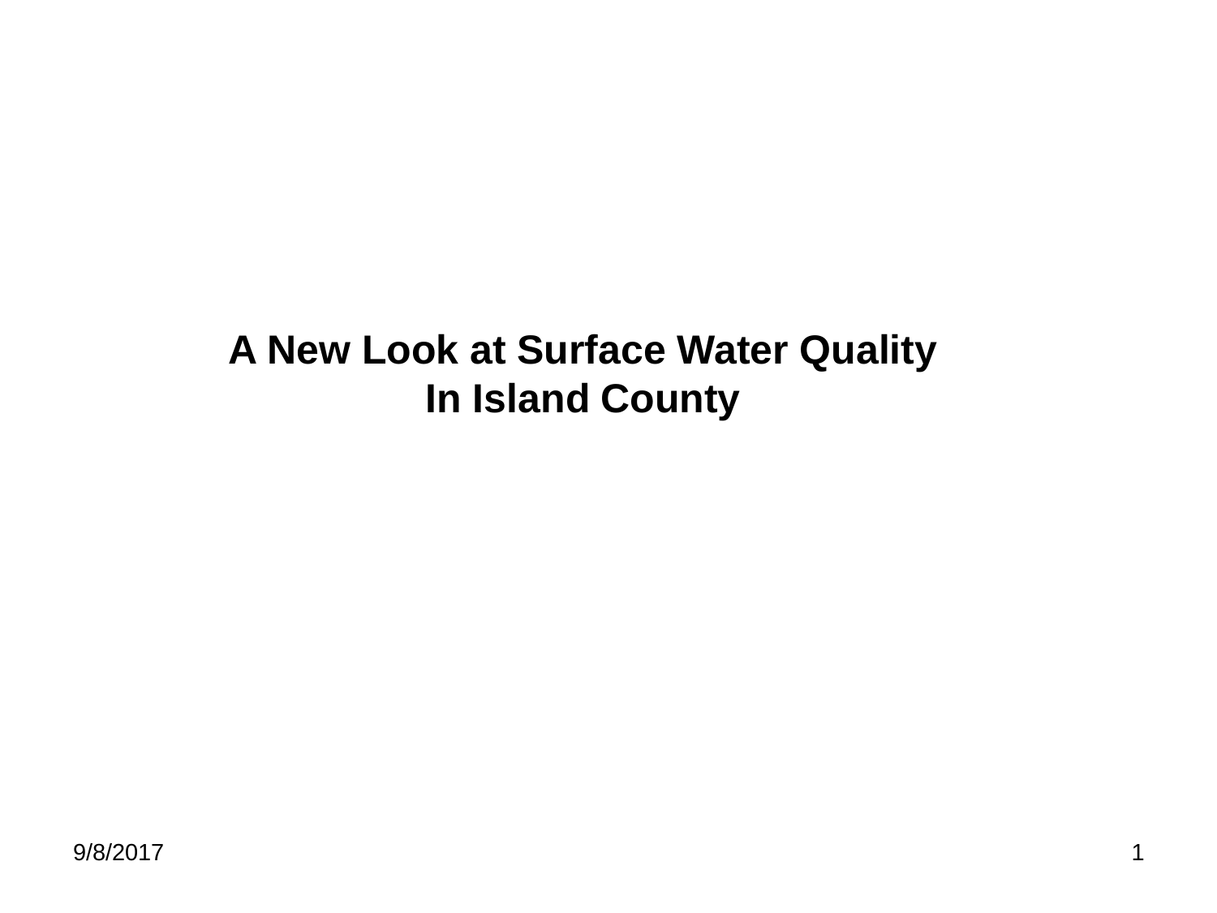# A New Look at Surface Water Quality In Island County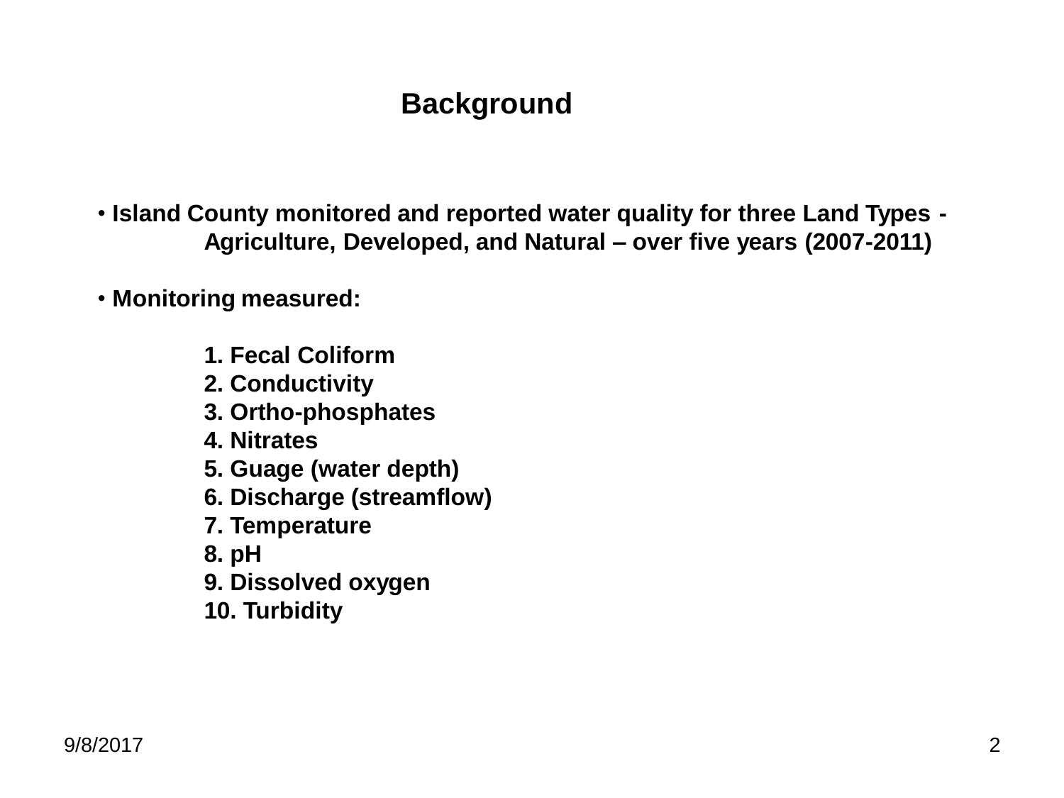# Background

- **Island County monitored and reported water quality for three Land Types - Agriculture, Developed, and Natural – over five years (2007-2011)**

- **Monitoring measured:**

  1. **Fecal Coliform**
  2. **Conductivity**
  3. **Ortho-phosphates**
  4. **Nitrates**
  5. **Guage (water depth)**
  6. **Discharge (streamflow)**
  7. **Temperature**
  8. **pH**
  9. **Dissolved oxygen**
  10. **Turbidity**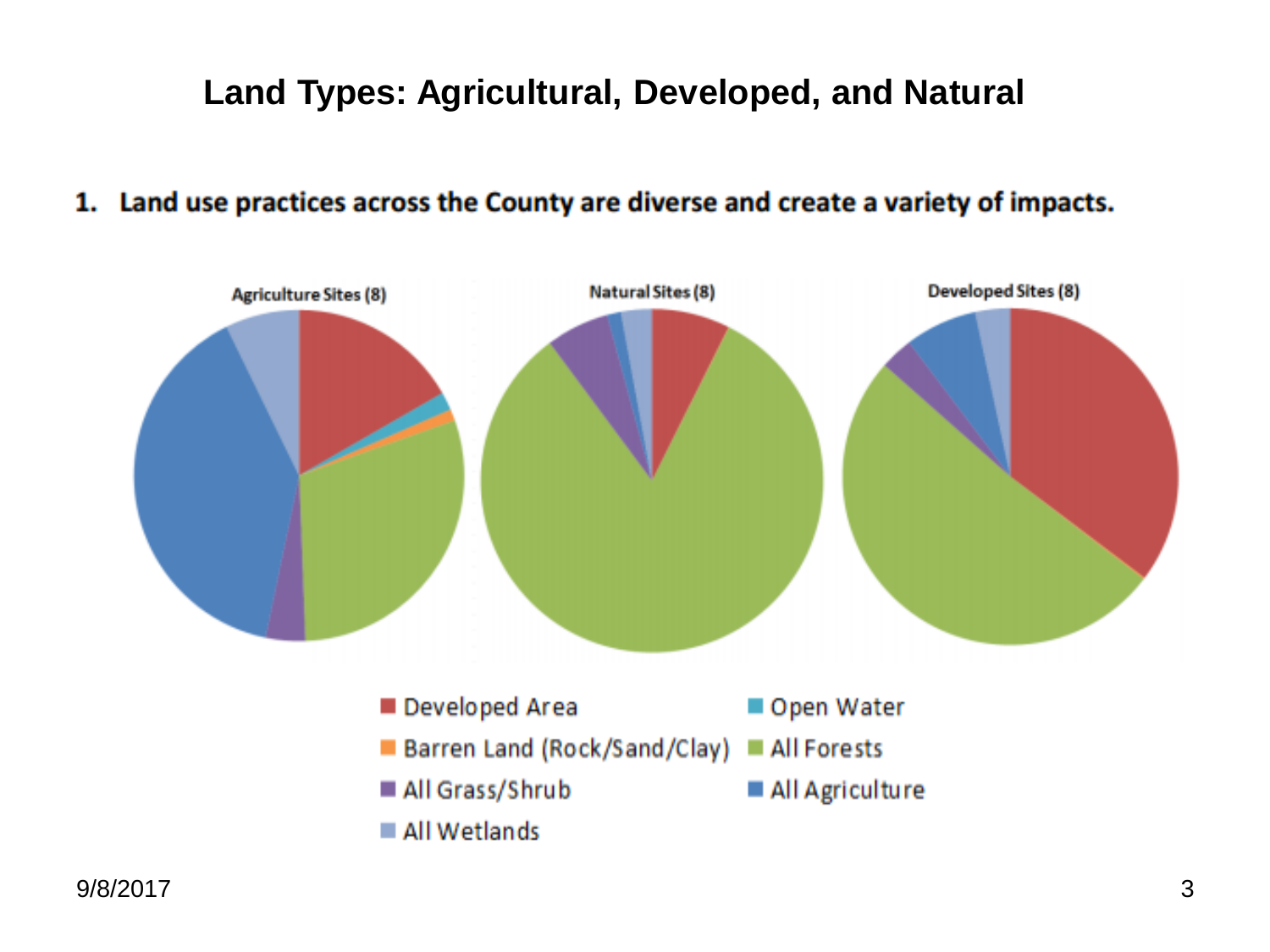# Land Types: Agricultural, Developed, and Natural

1. **Land use practices across the County are diverse and create a variety of impacts.**

**Agriculture Sites (8)**

**Natural Sites (8)**

**Developed Sites (8)**

- Developed Area
- Open Water
- Barren Land (Rock/Sand/Clay)
- All Forests
- All Grass/Shrub
- All Agriculture
- All Wetlands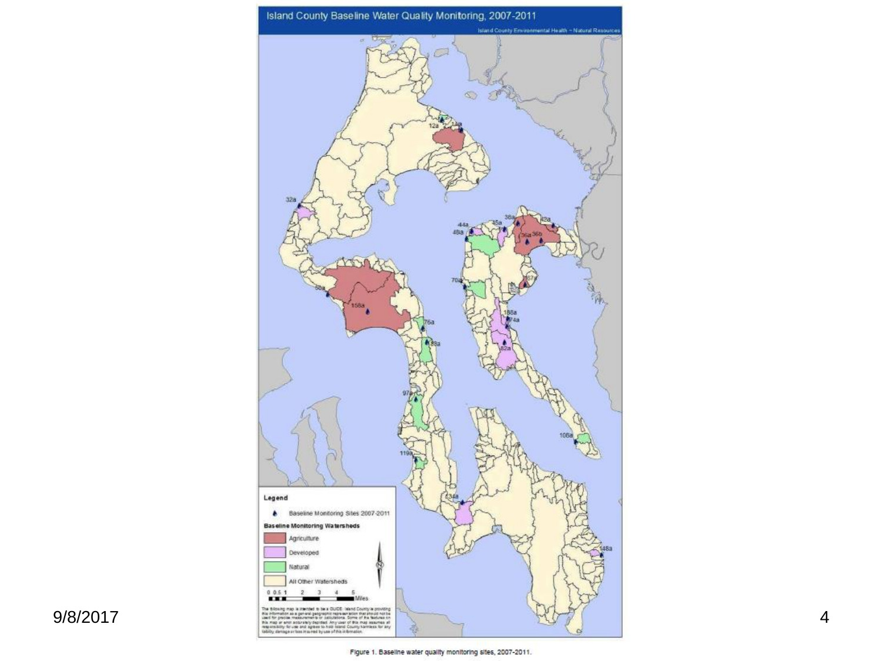# Island County Baseline Water Quality Monitoring, 2007-2011

Island County Environmental Health – Natural Resources

**Legend**

- Baseline Monitoring Sites 2007-2011

**Baseline Monitoring Watersheds**

- Agriculture
- Developed
- Natural
- All Other Watersheds

0 0.5 1 2 3 4 5 Miles

The following map is intended to be a GUIDE. Island County is providing this information as a general geographic representation that should not be used for precise measurements or calculations. Some of the features on this map are not accurately depicted. Any user of this map assumes all responsibility for use and agrees to hold Island County harmless for any liability, damage or loss incurred by use of this information.

Figure 1. Baseline water quality monitoring sites, 2007-2011.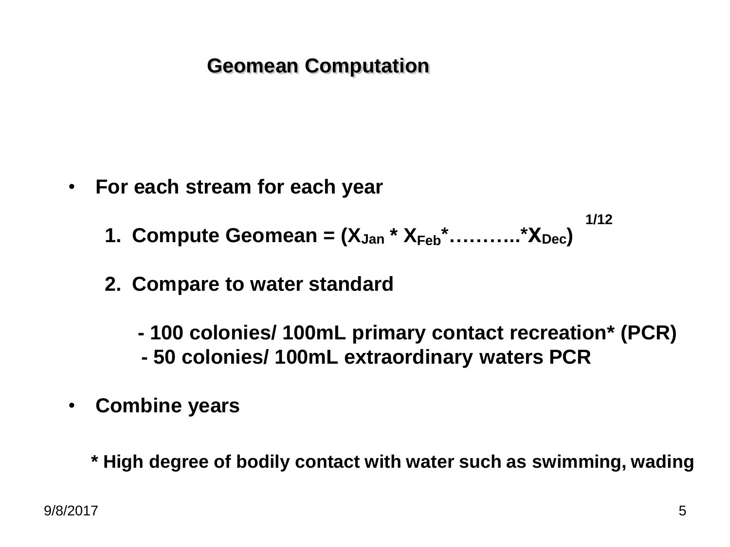# Geomean Computation

- **For each stream for each year**

  1. **Compute Geomean = $(X_{Jan} * X_{Feb} * \ldots\ldots\ldots\ldots * X_{Dec})^{1/12}$**

  2. **Compare to water standard**

     **- 100 colonies/ 100mL primary contact recreation* (PCR)**
     **- 50 colonies/ 100mL extraordinary waters PCR**

- **Combine years**

**\* High degree of bodily contact with water such as swimming, wading**

9/8/2017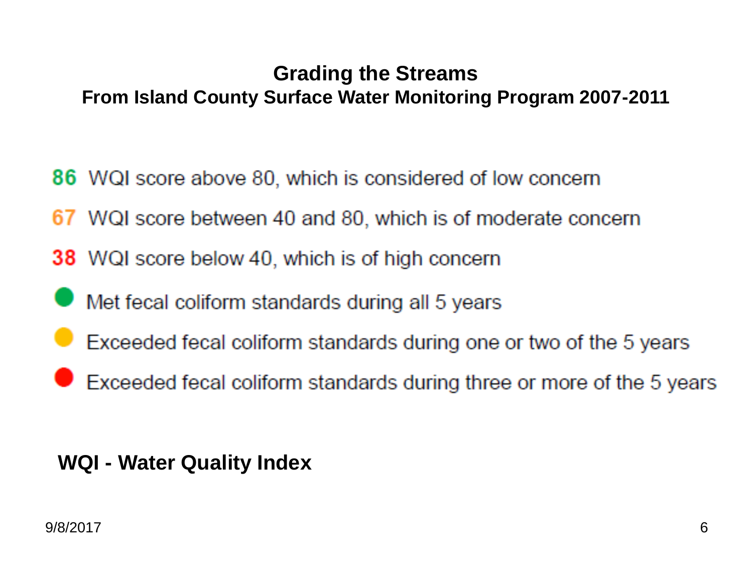# Grading the Streams

## From Island County Surface Water Monitoring Program 2007-2011

- **86** WQI score above 80, which is considered of low concern
- **67** WQI score between 40 and 80, which is of moderate concern
- **38** WQI score below 40, which is of high concern
- ● Met fecal coliform standards during all 5 years
- ● Exceeded fecal coliform standards during one or two of the 5 years
- ● Exceeded fecal coliform standards during three or more of the 5 years

**WQI - Water Quality Index**

9/8/2017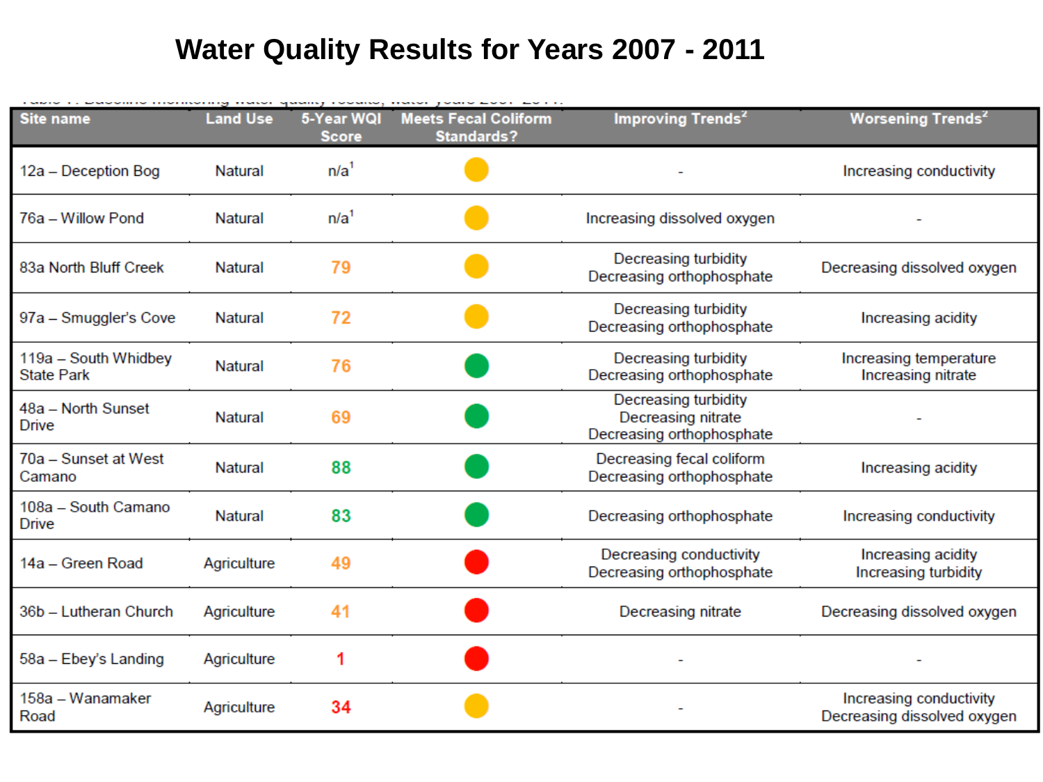# Water Quality Results for Years 2007 - 2011

Table 1: Baseline monitoring water quality results, water years 2007 - 2011.

| Site name | Land Use | 5-Year WQI Score | Meets Fecal Coliform Standards? | Improving Trends[2] | Worsening Trends[2] |
|---|---|---|---|---|---|
| 12a – Deception Bog | Natural | n/a[1] | 🟡 | - | Increasing conductivity |
| 76a – Willow Pond | Natural | n/a[1] | 🟡 | Increasing dissolved oxygen | - |
| 83a North Bluff Creek | Natural | 79 | 🟡 | Decreasing turbidity<br>Decreasing orthophosphate | Decreasing dissolved oxygen |
| 97a – Smuggler's Cove | Natural | 72 | 🟡 | Decreasing turbidity<br>Decreasing orthophosphate | Increasing acidity |
| 119a – South Whidbey State Park | Natural | 76 | 🟢 | Decreasing turbidity<br>Decreasing orthophosphate | Increasing temperature<br>Increasing nitrate |
| 48a – North Sunset Drive | Natural | 69 | 🟢 | Decreasing turbidity<br>Decreasing nitrate<br>Decreasing orthophosphate | - |
| 70a – Sunset at West Camano | Natural | 88 | 🟢 | Decreasing fecal coliform<br>Decreasing orthophosphate | Increasing acidity |
| 108a – South Camano Drive | Natural | 83 | 🟢 | Decreasing orthophosphate | Increasing conductivity |
| 14a – Green Road | Agriculture | 49 | 🔴 | Decreasing conductivity<br>Decreasing orthophosphate | Increasing acidity<br>Increasing turbidity |
| 36b – Lutheran Church | Agriculture | 41 | 🔴 | Decreasing nitrate | Decreasing dissolved oxygen |
| 58a – Ebey's Landing | Agriculture | 1 | 🔴 | - | - |
| 158a – Wanamaker Road | Agriculture | 34 | 🟡 | - | Increasing conductivity<br>Decreasing dissolved oxygen |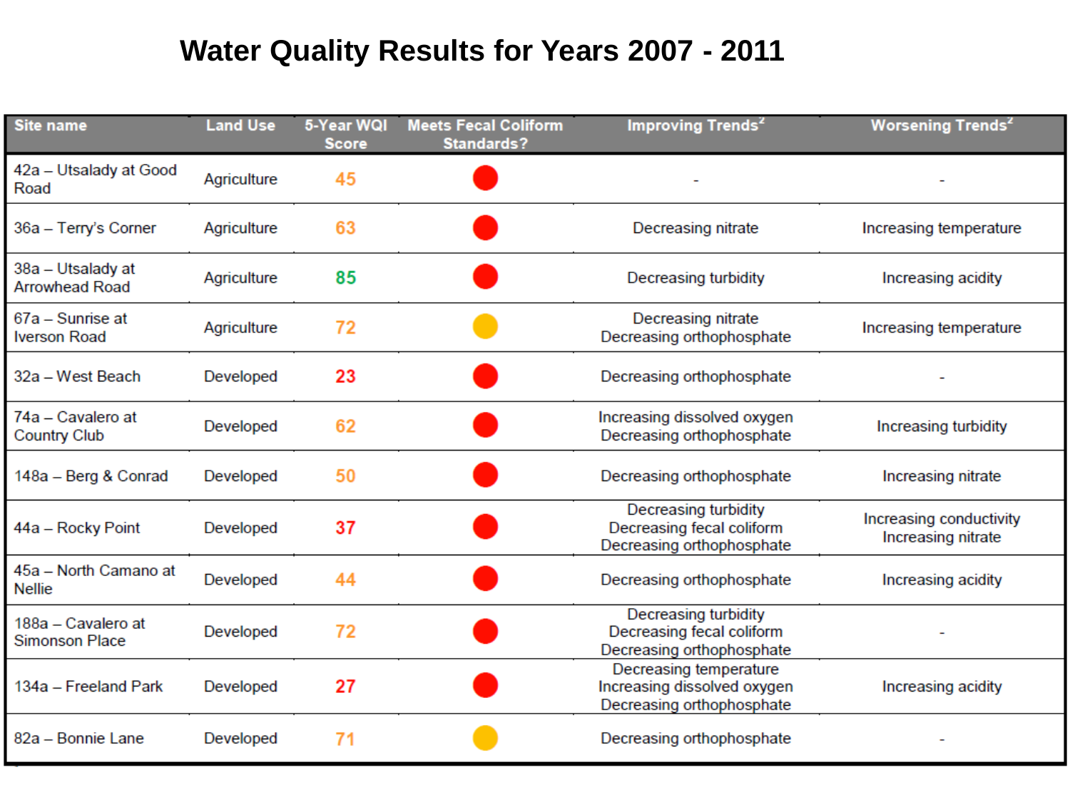# Water Quality Results for Years 2007 - 2011

| Site name | Land Use | 5-Year WQI Score | Meets Fecal Coliform Standards? | Improving Trends[2] | Worsening Trends[2] |
|---|---|---|---|---|---|
| 42a – Utsalady at Good Road | Agriculture | 45 | ● | - | - |
| 36a – Terry's Corner | Agriculture | 63 | ● | Decreasing nitrate | Increasing temperature |
| 38a – Utsalady at Arrowhead Road | Agriculture | 85 | ● | Decreasing turbidity | Increasing acidity |
| 67a – Sunrise at Iverson Road | Agriculture | 72 | ● | Decreasing nitrate<br>Decreasing orthophosphate | Increasing temperature |
| 32a – West Beach | Developed | 23 | ● | Decreasing orthophosphate | - |
| 74a – Cavalero at Country Club | Developed | 62 | ● | Increasing dissolved oxygen<br>Decreasing orthophosphate | Increasing turbidity |
| 148a – Berg & Conrad | Developed | 50 | ● | Decreasing orthophosphate | Increasing nitrate |
| 44a – Rocky Point | Developed | 37 | ● | Decreasing turbidity<br>Decreasing fecal coliform<br>Decreasing orthophosphate | Increasing conductivity<br>Increasing nitrate |
| 45a – North Camano at Nellie | Developed | 44 | ● | Decreasing orthophosphate | Increasing acidity |
| 188a – Cavalero at Simonson Place | Developed | 72 | ● | Decreasing turbidity<br>Decreasing fecal coliform<br>Decreasing orthophosphate | - |
| 134a – Freeland Park | Developed | 27 | ● | Decreasing temperature<br>Increasing dissolved oxygen<br>Decreasing orthophosphate | Increasing acidity |
| 82a – Bonnie Lane | Developed | 71 | ● | Decreasing orthophosphate | - |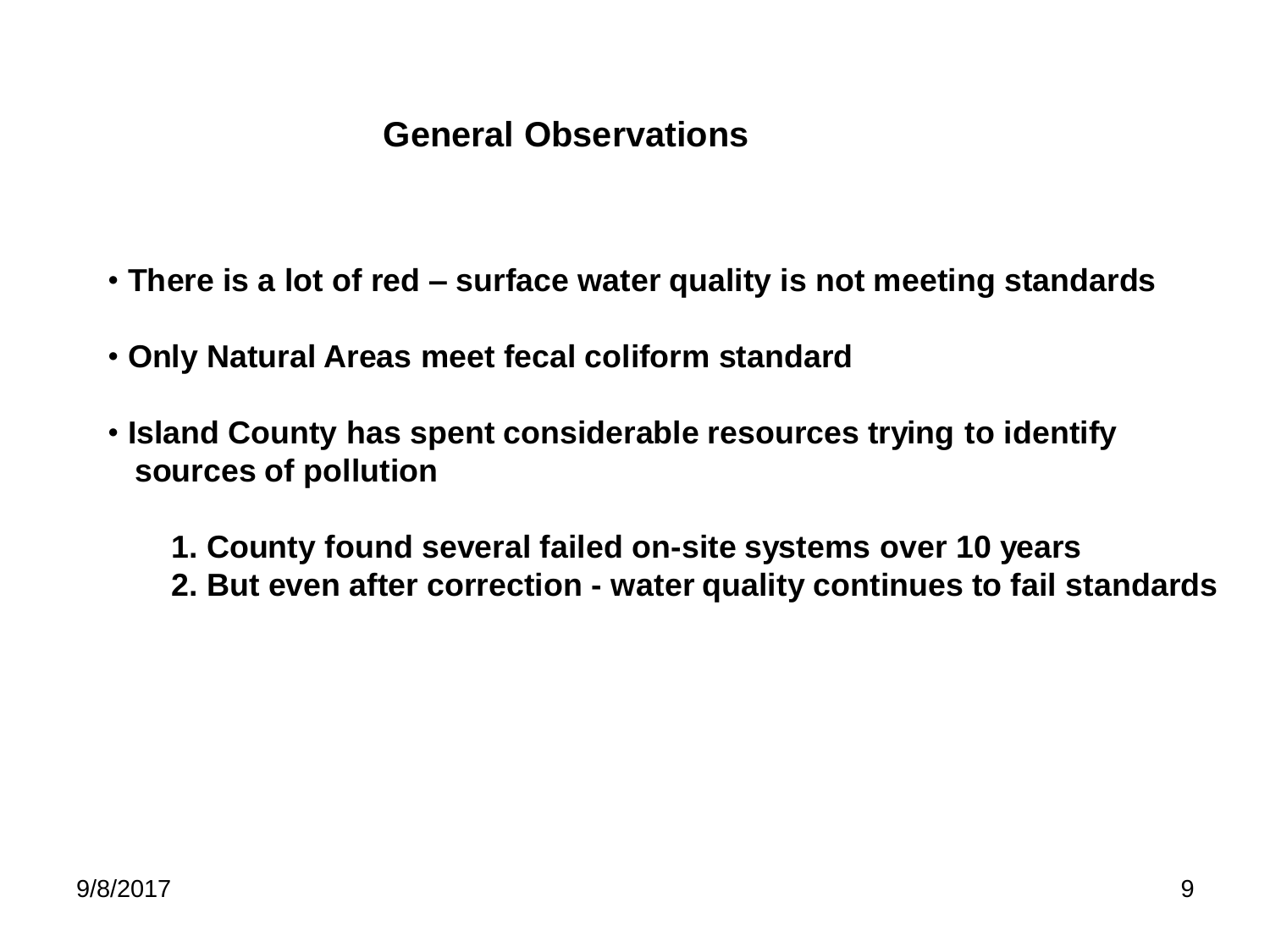## General Observations

- **There is a lot of red – surface water quality is not meeting standards**
- **Only Natural Areas meet fecal coliform standard**
- **Island County has spent considerable resources trying to identify sources of pollution**

    1. **County found several failed on-site systems over 10 years**
    2. **But even after correction - water quality continues to fail standards**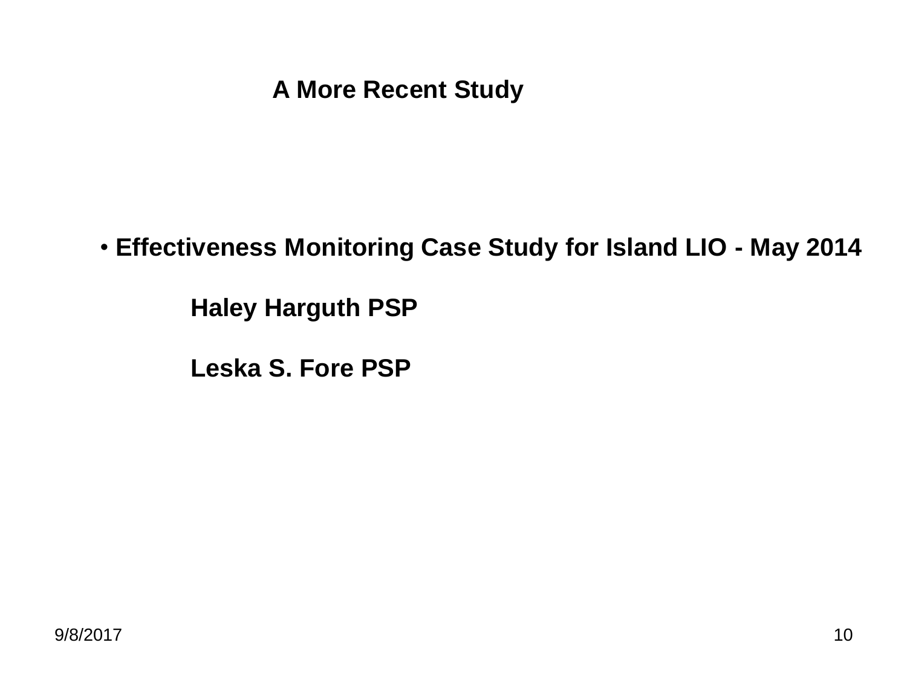## A More Recent Study

- **Effectiveness Monitoring Case Study for Island LIO - May 2014**

  **Haley Harguth PSP**

  **Leska S. Fore PSP**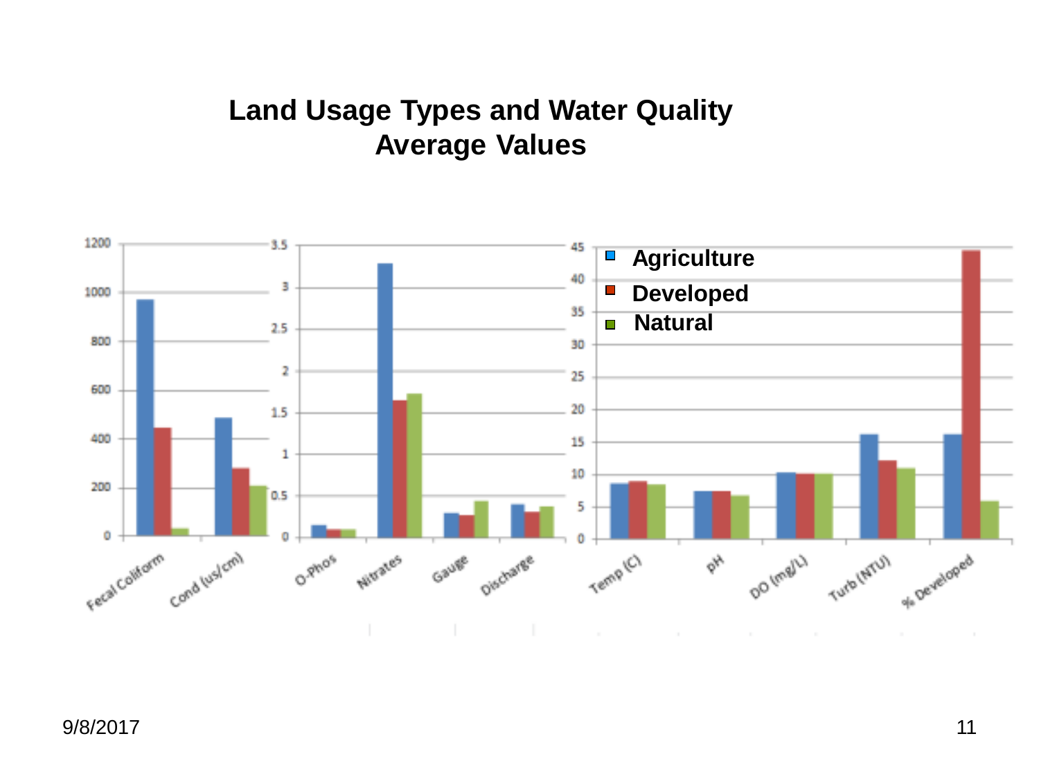# Land Usage Types and Water Quality Average Values

- Agriculture
- Developed
- Natural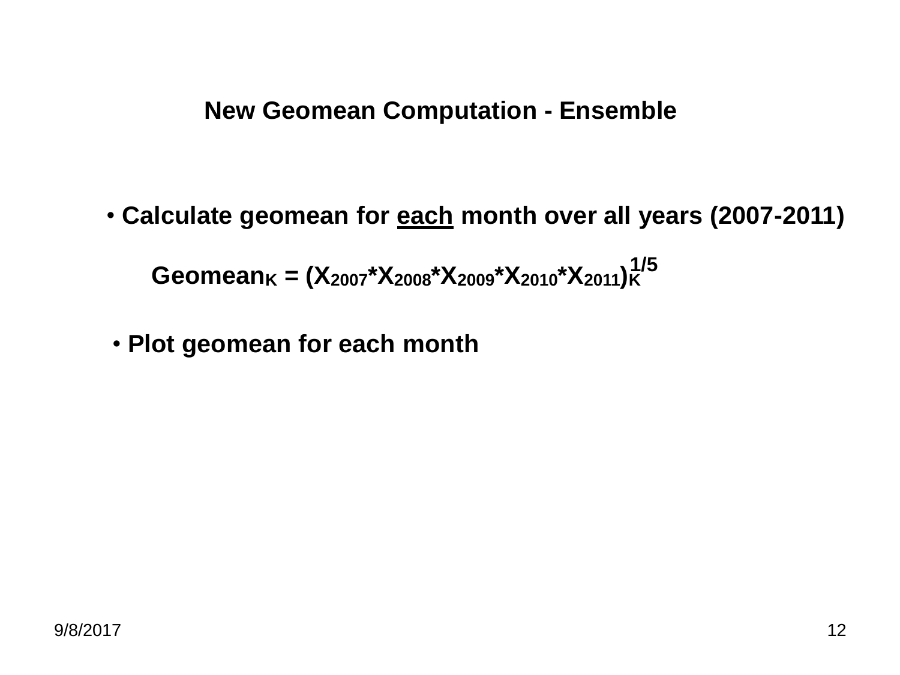## New Geomean Computation - Ensemble

- Calculate geomean for <u>each</u> month over all years (2007-2011)

$$Geomean_K = (X_{2007} * X_{2008} * X_{2009} * X_{2010} * X_{2011})_K^{1/5}$$

- Plot geomean for each month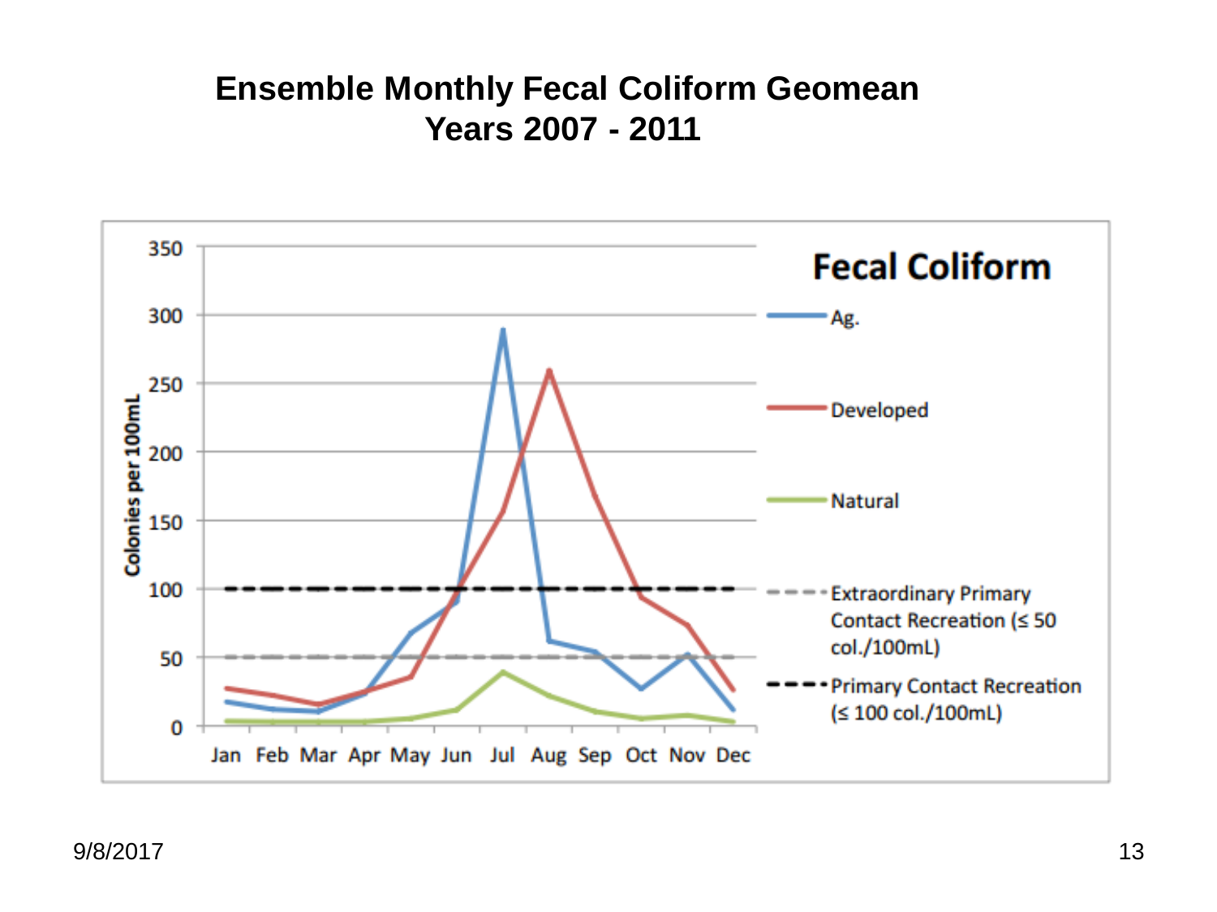# Ensemble Monthly Fecal Coliform Geomean
# Years 2007 - 2011

**Fecal Coliform**

Colonies per 100mL

350
300
250
200
150
100
50
0

Jan Feb Mar Apr May Jun Jul Aug Sep Oct Nov Dec

- Ag.
- Developed
- Natural
- Extraordinary Primary Contact Recreation (≤ 50 col./100mL)
- Primary Contact Recreation (≤ 100 col./100mL)

9/8/2017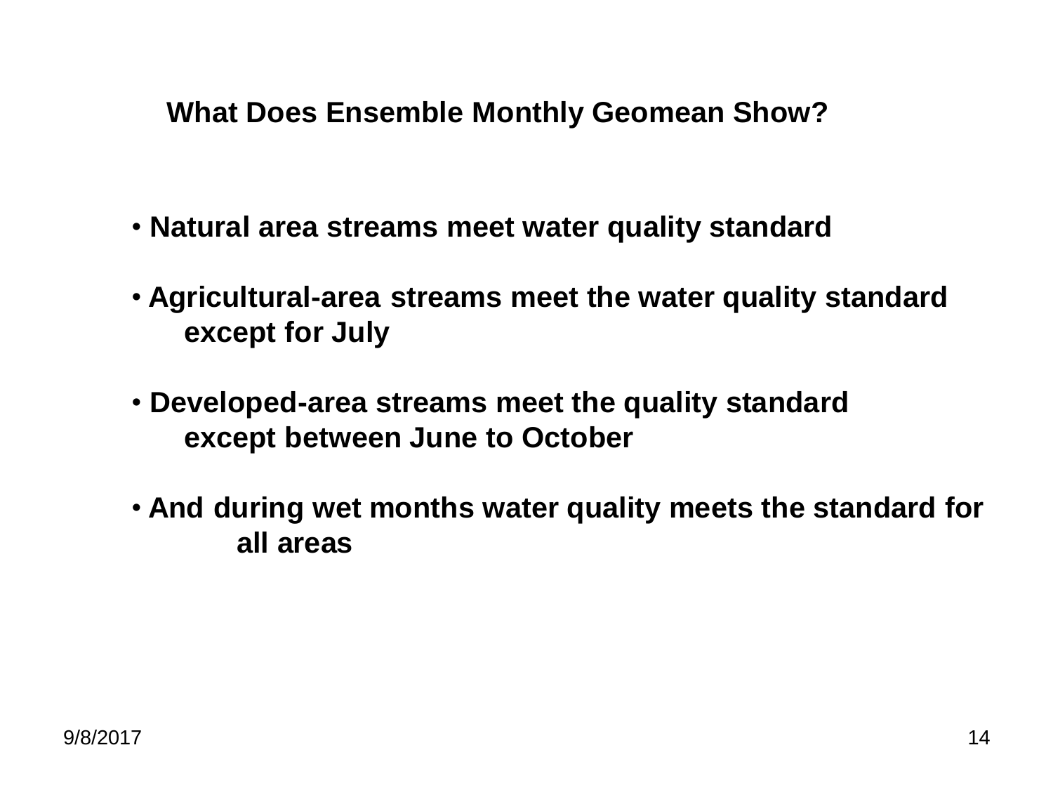## What Does Ensemble Monthly Geomean Show?

- Natural area streams meet water quality standard
- Agricultural-area streams meet the water quality standard except for July
- Developed-area streams meet the quality standard except between June to October
- And during wet months water quality meets the standard for all areas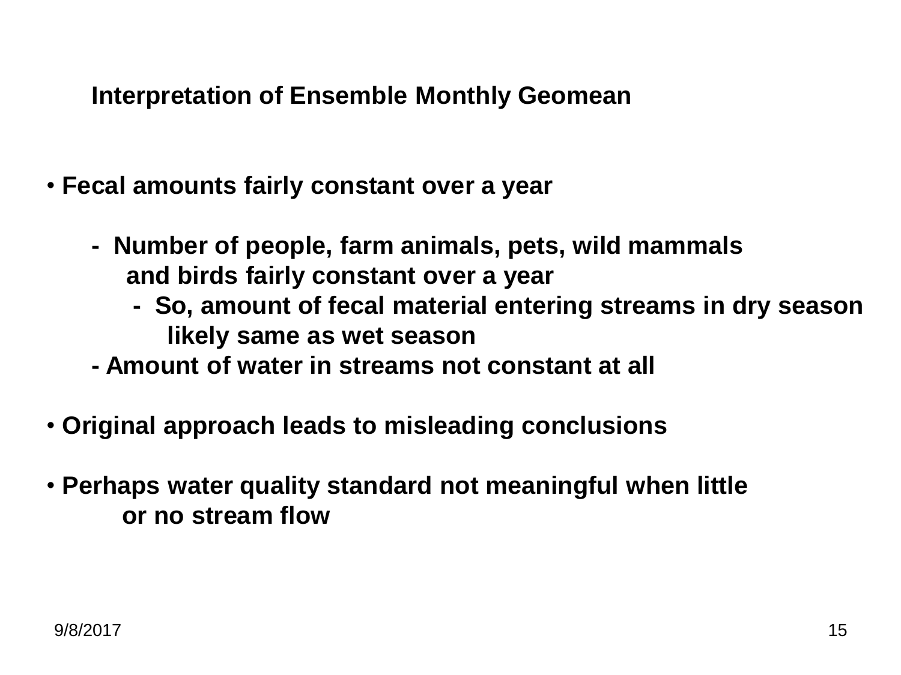## Interpretation of Ensemble Monthly Geomean

- **Fecal amounts fairly constant over a year**
  - **Number of people, farm animals, pets, wild mammals and birds fairly constant over a year**
    - **So, amount of fecal material entering streams in dry season likely same as wet season**
  - **Amount of water in streams not constant at all**
- **Original approach leads to misleading conclusions**
- **Perhaps water quality standard not meaningful when little or no stream flow**

9/8/2017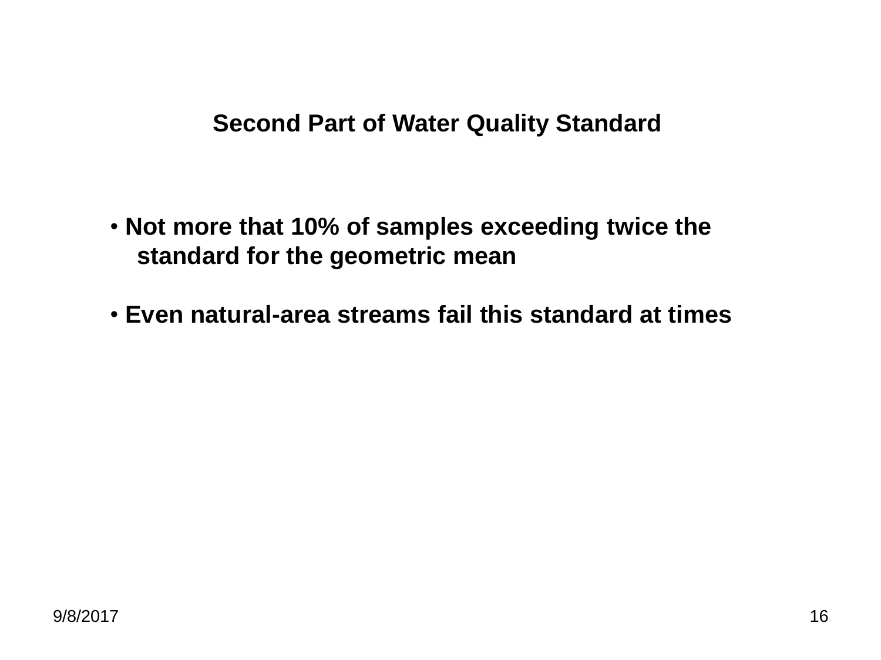## Second Part of Water Quality Standard

- **Not more that 10% of samples exceeding twice the standard for the geometric mean**
- **Even natural-area streams fail this standard at times**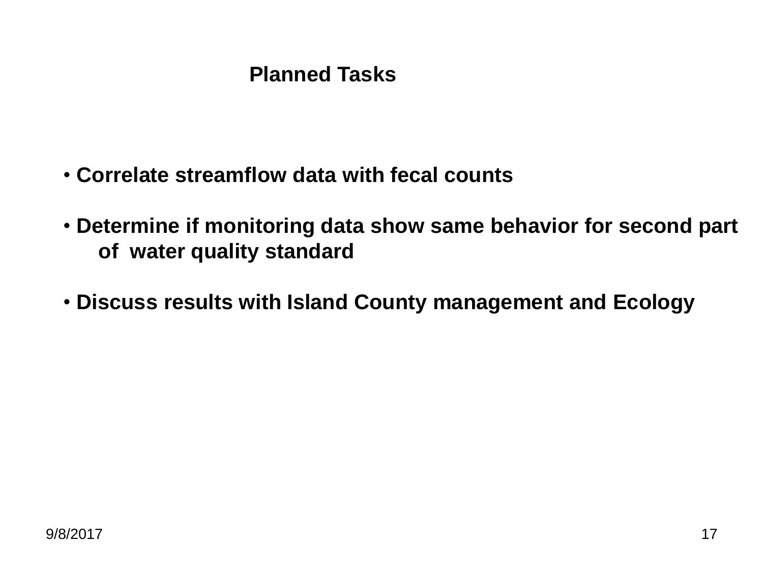## Planned Tasks

- Correlate streamflow data with fecal counts
- Determine if monitoring data show same behavior for second part of water quality standard
- Discuss results with Island County management and Ecology